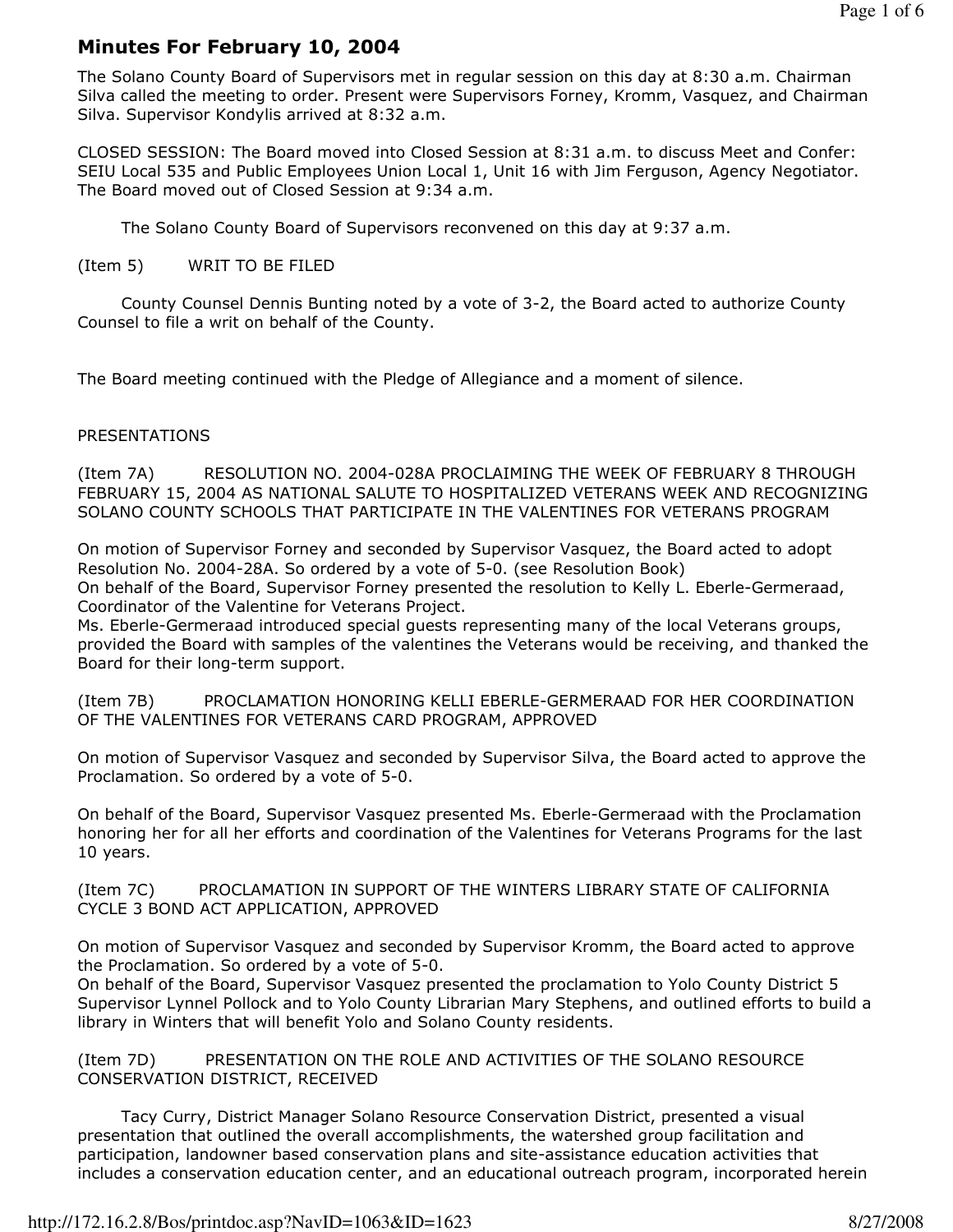# Minutes For February 10, 2004

The Solano County Board of Supervisors met in regular session on this day at 8:30 a.m. Chairman Silva called the meeting to order. Present were Supervisors Forney, Kromm, Vasquez, and Chairman Silva. Supervisor Kondylis arrived at 8:32 a.m.

CLOSED SESSION: The Board moved into Closed Session at 8:31 a.m. to discuss Meet and Confer: SEIU Local 535 and Public Employees Union Local 1, Unit 16 with Jim Ferguson, Agency Negotiator. The Board moved out of Closed Session at 9:34 a.m.

The Solano County Board of Supervisors reconvened on this day at 9:37 a.m.

(Item 5) WRIT TO BE FILED

County Counsel Dennis Bunting noted by a vote of 3-2, the Board acted to authorize County Counsel to file a writ on behalf of the County.

The Board meeting continued with the Pledge of Allegiance and a moment of silence.

PRESENTATIONS

(Item 7A) RESOLUTION NO. 2004-028A PROCLAIMING THE WEEK OF FEBRUARY 8 THROUGH FEBRUARY 15, 2004 AS NATIONAL SALUTE TO HOSPITALIZED VETERANS WEEK AND RECOGNIZING SOLANO COUNTY SCHOOLS THAT PARTICIPATE IN THE VALENTINES FOR VETERANS PROGRAM

On motion of Supervisor Forney and seconded by Supervisor Vasquez, the Board acted to adopt Resolution No. 2004-28A. So ordered by a vote of 5-0. (see Resolution Book)
On behalf of the Board, Supervisor Forney presented the resolution to Kelly L. Eberle-Germeraad, Coordinator of the Valentine for Veterans Project.
Ms. Eberle-Germeraad introduced special guests representing many of the local Veterans groups, provided the Board with samples of the valentines the Veterans would be receiving, and thanked the Board for their long-term support.

(Item 7B) PROCLAMATION HONORING KELLI EBERLE-GERMERAAD FOR HER COORDINATION OF THE VALENTINES FOR VETERANS CARD PROGRAM, APPROVED

On motion of Supervisor Vasquez and seconded by Supervisor Silva, the Board acted to approve the Proclamation. So ordered by a vote of 5-0.

On behalf of the Board, Supervisor Vasquez presented Ms. Eberle-Germeraad with the Proclamation honoring her for all her efforts and coordination of the Valentines for Veterans Programs for the last 10 years.

(Item 7C) PROCLAMATION IN SUPPORT OF THE WINTERS LIBRARY STATE OF CALIFORNIA CYCLE 3 BOND ACT APPLICATION, APPROVED

On motion of Supervisor Vasquez and seconded by Supervisor Kromm, the Board acted to approve the Proclamation. So ordered by a vote of 5-0.
On behalf of the Board, Supervisor Vasquez presented the proclamation to Yolo County District 5 Supervisor Lynnel Pollock and to Yolo County Librarian Mary Stephens, and outlined efforts to build a library in Winters that will benefit Yolo and Solano County residents.

(Item 7D) PRESENTATION ON THE ROLE AND ACTIVITIES OF THE SOLANO RESOURCE CONSERVATION DISTRICT, RECEIVED

Tacy Curry, District Manager Solano Resource Conservation District, presented a visual presentation that outlined the overall accomplishments, the watershed group facilitation and participation, landowner based conservation plans and site-assistance education activities that includes a conservation education center, and an educational outreach program, incorporated herein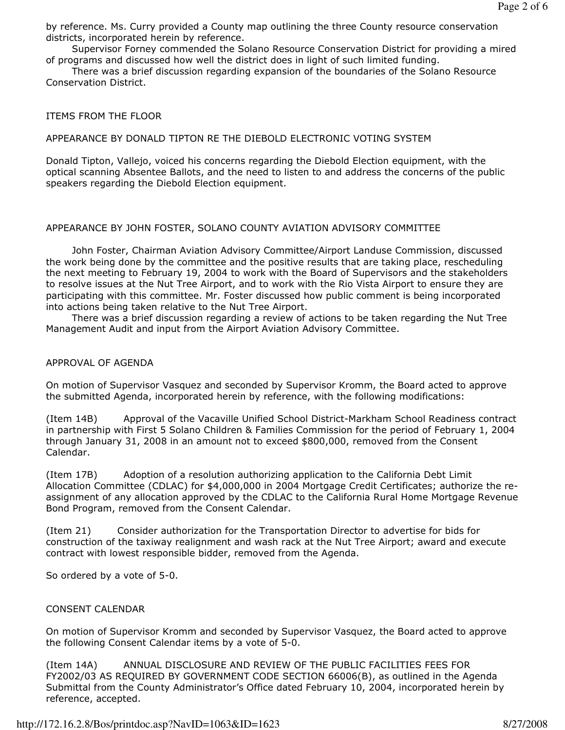by reference. Ms. Curry provided a County map outlining the three County resource conservation districts, incorporated herein by reference.

Supervisor Forney commended the Solano Resource Conservation District for providing a mired of programs and discussed how well the district does in light of such limited funding.

There was a brief discussion regarding expansion of the boundaries of the Solano Resource Conservation District.

## ITEMS FROM THE FLOOR

### APPEARANCE BY DONALD TIPTON RE THE DIEBOLD ELECTRONIC VOTING SYSTEM

Donald Tipton, Vallejo, voiced his concerns regarding the Diebold Election equipment, with the optical scanning Absentee Ballots, and the need to listen to and address the concerns of the public speakers regarding the Diebold Election equipment.

### APPEARANCE BY JOHN FOSTER, SOLANO COUNTY AVIATION ADVISORY COMMITTEE

John Foster, Chairman Aviation Advisory Committee/Airport Landuse Commission, discussed the work being done by the committee and the positive results that are taking place, rescheduling the next meeting to February 19, 2004 to work with the Board of Supervisors and the stakeholders to resolve issues at the Nut Tree Airport, and to work with the Rio Vista Airport to ensure they are participating with this committee. Mr. Foster discussed how public comment is being incorporated into actions being taken relative to the Nut Tree Airport.

There was a brief discussion regarding a review of actions to be taken regarding the Nut Tree Management Audit and input from the Airport Aviation Advisory Committee.

## APPROVAL OF AGENDA

On motion of Supervisor Vasquez and seconded by Supervisor Kromm, the Board acted to approve the submitted Agenda, incorporated herein by reference, with the following modifications:

(Item 14B) Approval of the Vacaville Unified School District-Markham School Readiness contract in partnership with First 5 Solano Children & Families Commission for the period of February 1, 2004 through January 31, 2008 in an amount not to exceed $800,000, removed from the Consent Calendar.

(Item 17B) Adoption of a resolution authorizing application to the California Debt Limit Allocation Committee (CDLAC) for $4,000,000 in 2004 Mortgage Credit Certificates; authorize the re-assignment of any allocation approved by the CDLAC to the California Rural Home Mortgage Revenue Bond Program, removed from the Consent Calendar.

(Item 21) Consider authorization for the Transportation Director to advertise for bids for construction of the taxiway realignment and wash rack at the Nut Tree Airport; award and execute contract with lowest responsible bidder, removed from the Agenda.

So ordered by a vote of 5-0.

## CONSENT CALENDAR

On motion of Supervisor Kromm and seconded by Supervisor Vasquez, the Board acted to approve the following Consent Calendar items by a vote of 5-0.

(Item 14A) ANNUAL DISCLOSURE AND REVIEW OF THE PUBLIC FACILITIES FEES FOR FY2002/03 AS REQUIRED BY GOVERNMENT CODE SECTION 66006(B), as outlined in the Agenda Submittal from the County Administrator's Office dated February 10, 2004, incorporated herein by reference, accepted.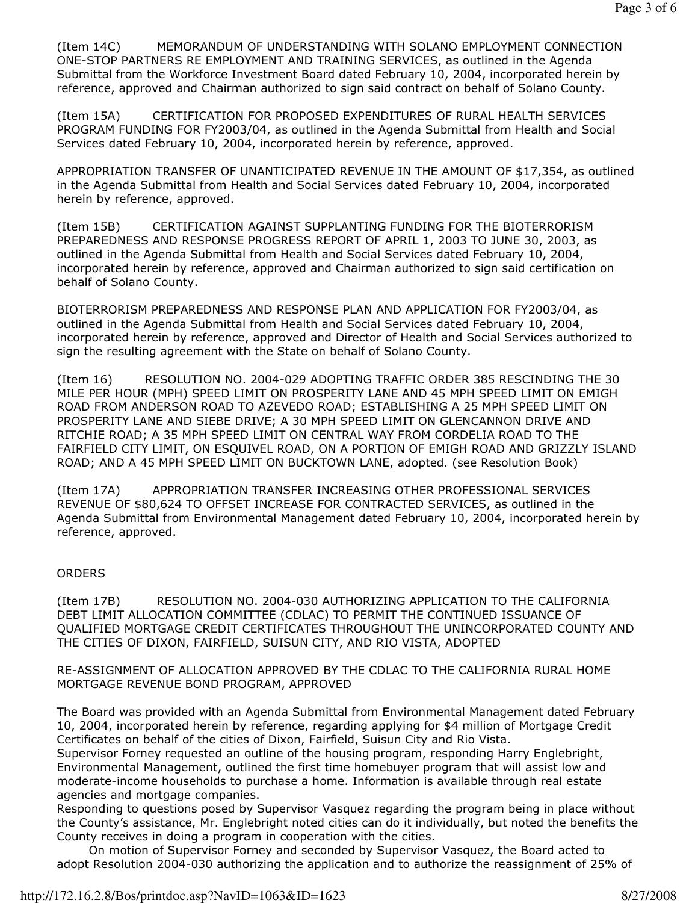(Item 14C) MEMORANDUM OF UNDERSTANDING WITH SOLANO EMPLOYMENT CONNECTION ONE-STOP PARTNERS RE EMPLOYMENT AND TRAINING SERVICES, as outlined in the Agenda Submittal from the Workforce Investment Board dated February 10, 2004, incorporated herein by reference, approved and Chairman authorized to sign said contract on behalf of Solano County.

(Item 15A) CERTIFICATION FOR PROPOSED EXPENDITURES OF RURAL HEALTH SERVICES PROGRAM FUNDING FOR FY2003/04, as outlined in the Agenda Submittal from Health and Social Services dated February 10, 2004, incorporated herein by reference, approved.

APPROPRIATION TRANSFER OF UNANTICIPATED REVENUE IN THE AMOUNT OF $17,354, as outlined in the Agenda Submittal from Health and Social Services dated February 10, 2004, incorporated herein by reference, approved.

(Item 15B) CERTIFICATION AGAINST SUPPLANTING FUNDING FOR THE BIOTERRORISM PREPAREDNESS AND RESPONSE PROGRESS REPORT OF APRIL 1, 2003 TO JUNE 30, 2003, as outlined in the Agenda Submittal from Health and Social Services dated February 10, 2004, incorporated herein by reference, approved and Chairman authorized to sign said certification on behalf of Solano County.

BIOTERRORISM PREPAREDNESS AND RESPONSE PLAN AND APPLICATION FOR FY2003/04, as outlined in the Agenda Submittal from Health and Social Services dated February 10, 2004, incorporated herein by reference, approved and Director of Health and Social Services authorized to sign the resulting agreement with the State on behalf of Solano County.

(Item 16) RESOLUTION NO. 2004-029 ADOPTING TRAFFIC ORDER 385 RESCINDING THE 30 MILE PER HOUR (MPH) SPEED LIMIT ON PROSPERITY LANE AND 45 MPH SPEED LIMIT ON EMIGH ROAD FROM ANDERSON ROAD TO AZEVEDO ROAD; ESTABLISHING A 25 MPH SPEED LIMIT ON PROSPERITY LANE AND SIEBE DRIVE; A 30 MPH SPEED LIMIT ON GLENCANNON DRIVE AND RITCHIE ROAD; A 35 MPH SPEED LIMIT ON CENTRAL WAY FROM CORDELIA ROAD TO THE FAIRFIELD CITY LIMIT, ON ESQUIVEL ROAD, ON A PORTION OF EMIGH ROAD AND GRIZZLY ISLAND ROAD; AND A 45 MPH SPEED LIMIT ON BUCKTOWN LANE, adopted. (see Resolution Book)

(Item 17A) APPROPRIATION TRANSFER INCREASING OTHER PROFESSIONAL SERVICES REVENUE OF $80,624 TO OFFSET INCREASE FOR CONTRACTED SERVICES, as outlined in the Agenda Submittal from Environmental Management dated February 10, 2004, incorporated herein by reference, approved.

ORDERS

(Item 17B) RESOLUTION NO. 2004-030 AUTHORIZING APPLICATION TO THE CALIFORNIA DEBT LIMIT ALLOCATION COMMITTEE (CDLAC) TO PERMIT THE CONTINUED ISSUANCE OF QUALIFIED MORTGAGE CREDIT CERTIFICATES THROUGHOUT THE UNINCORPORATED COUNTY AND THE CITIES OF DIXON, FAIRFIELD, SUISUN CITY, AND RIO VISTA, ADOPTED

RE-ASSIGNMENT OF ALLOCATION APPROVED BY THE CDLAC TO THE CALIFORNIA RURAL HOME MORTGAGE REVENUE BOND PROGRAM, APPROVED

The Board was provided with an Agenda Submittal from Environmental Management dated February 10, 2004, incorporated herein by reference, regarding applying for $4 million of Mortgage Credit Certificates on behalf of the cities of Dixon, Fairfield, Suisun City and Rio Vista.
Supervisor Forney requested an outline of the housing program, responding Harry Englebright, Environmental Management, outlined the first time homebuyer program that will assist low and moderate-income households to purchase a home. Information is available through real estate agencies and mortgage companies.
Responding to questions posed by Supervisor Vasquez regarding the program being in place without the County's assistance, Mr. Englebright noted cities can do it individually, but noted the benefits the County receives in doing a program in cooperation with the cities.

On motion of Supervisor Forney and seconded by Supervisor Vasquez, the Board acted to adopt Resolution 2004-030 authorizing the application and to authorize the reassignment of 25% of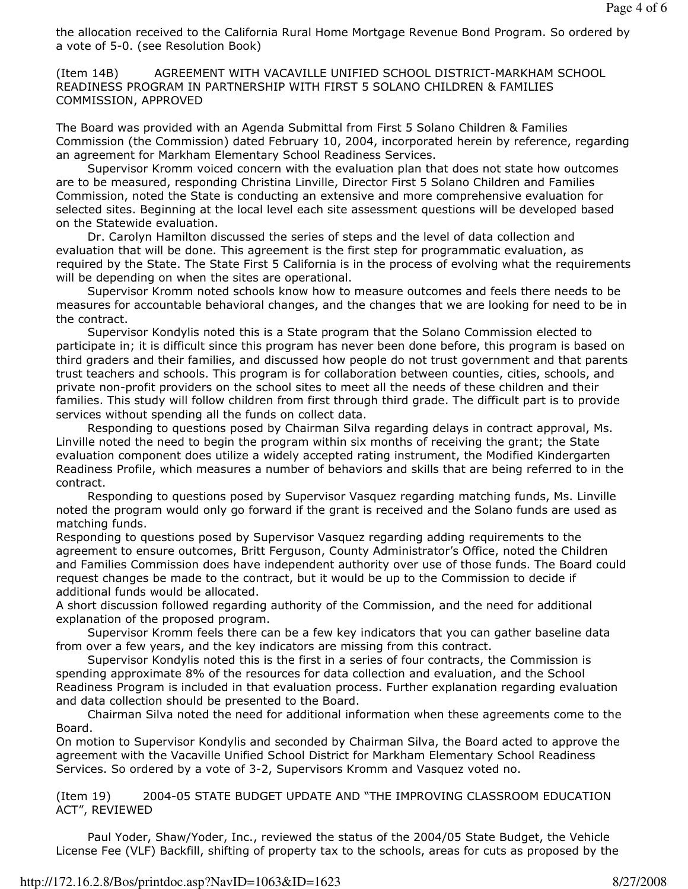the allocation received to the California Rural Home Mortgage Revenue Bond Program. So ordered by a vote of 5-0. (see Resolution Book)

(Item 14B) AGREEMENT WITH VACAVILLE UNIFIED SCHOOL DISTRICT-MARKHAM SCHOOL READINESS PROGRAM IN PARTNERSHIP WITH FIRST 5 SOLANO CHILDREN & FAMILIES COMMISSION, APPROVED

The Board was provided with an Agenda Submittal from First 5 Solano Children & Families Commission (the Commission) dated February 10, 2004, incorporated herein by reference, regarding an agreement for Markham Elementary School Readiness Services.

Supervisor Kromm voiced concern with the evaluation plan that does not state how outcomes are to be measured, responding Christina Linville, Director First 5 Solano Children and Families Commission, noted the State is conducting an extensive and more comprehensive evaluation for selected sites. Beginning at the local level each site assessment questions will be developed based on the Statewide evaluation.

Dr. Carolyn Hamilton discussed the series of steps and the level of data collection and evaluation that will be done. This agreement is the first step for programmatic evaluation, as required by the State. The State First 5 California is in the process of evolving what the requirements will be depending on when the sites are operational.

Supervisor Kromm noted schools know how to measure outcomes and feels there needs to be measures for accountable behavioral changes, and the changes that we are looking for need to be in the contract.

Supervisor Kondylis noted this is a State program that the Solano Commission elected to participate in; it is difficult since this program has never been done before, this program is based on third graders and their families, and discussed how people do not trust government and that parents trust teachers and schools. This program is for collaboration between counties, cities, schools, and private non-profit providers on the school sites to meet all the needs of these children and their families. This study will follow children from first through third grade. The difficult part is to provide services without spending all the funds on collect data.

Responding to questions posed by Chairman Silva regarding delays in contract approval, Ms. Linville noted the need to begin the program within six months of receiving the grant; the State evaluation component does utilize a widely accepted rating instrument, the Modified Kindergarten Readiness Profile, which measures a number of behaviors and skills that are being referred to in the contract.

Responding to questions posed by Supervisor Vasquez regarding matching funds, Ms. Linville noted the program would only go forward if the grant is received and the Solano funds are used as matching funds.

Responding to questions posed by Supervisor Vasquez regarding adding requirements to the agreement to ensure outcomes, Britt Ferguson, County Administrator's Office, noted the Children and Families Commission does have independent authority over use of those funds. The Board could request changes be made to the contract, but it would be up to the Commission to decide if additional funds would be allocated.

A short discussion followed regarding authority of the Commission, and the need for additional explanation of the proposed program.

Supervisor Kromm feels there can be a few key indicators that you can gather baseline data from over a few years, and the key indicators are missing from this contract.

Supervisor Kondylis noted this is the first in a series of four contracts, the Commission is spending approximate 8% of the resources for data collection and evaluation, and the School Readiness Program is included in that evaluation process. Further explanation regarding evaluation and data collection should be presented to the Board.

Chairman Silva noted the need for additional information when these agreements come to the Board.

On motion to Supervisor Kondylis and seconded by Chairman Silva, the Board acted to approve the agreement with the Vacaville Unified School District for Markham Elementary School Readiness Services. So ordered by a vote of 3-2, Supervisors Kromm and Vasquez voted no.

(Item 19) 2004-05 STATE BUDGET UPDATE AND "THE IMPROVING CLASSROOM EDUCATION ACT", REVIEWED

Paul Yoder, Shaw/Yoder, Inc., reviewed the status of the 2004/05 State Budget, the Vehicle License Fee (VLF) Backfill, shifting of property tax to the schools, areas for cuts as proposed by the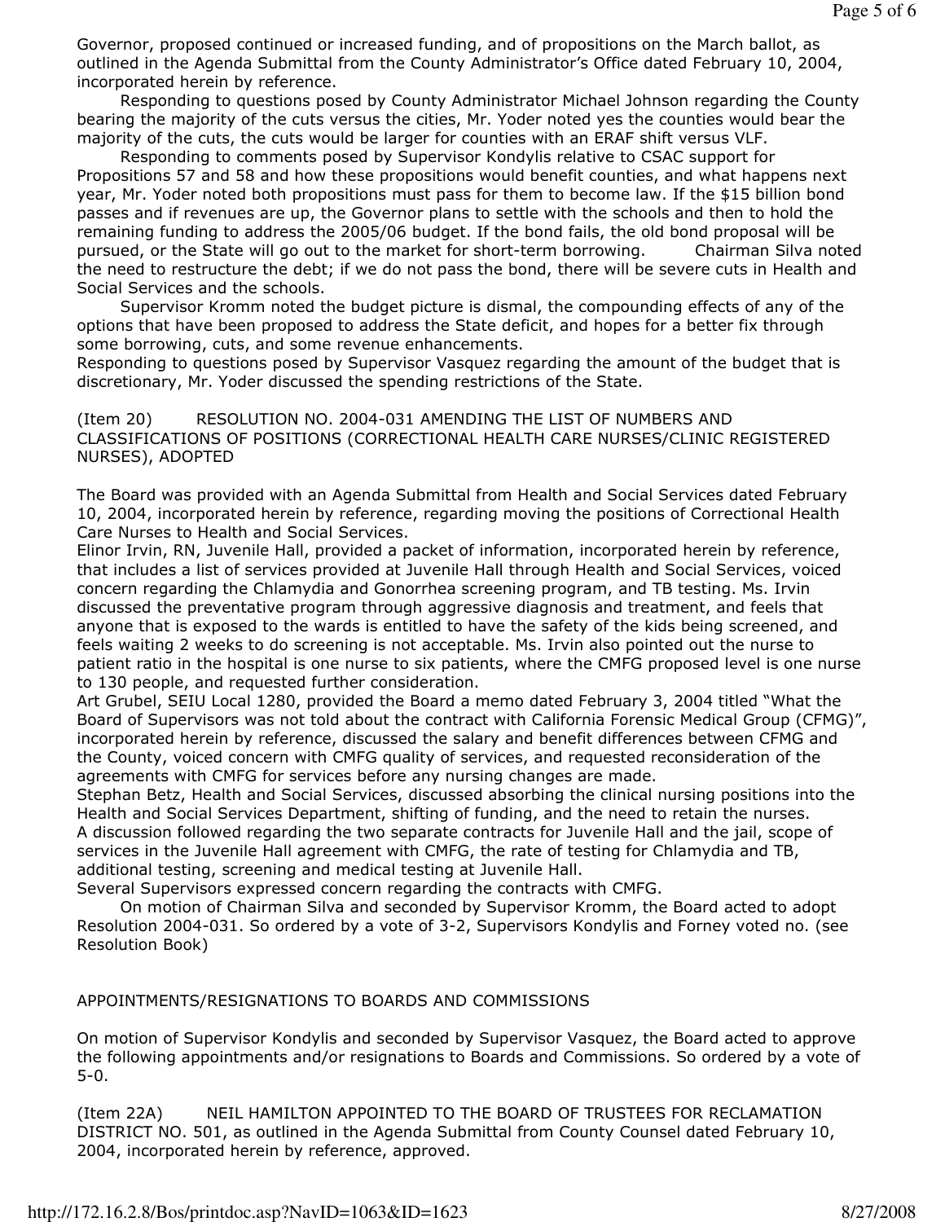Governor, proposed continued or increased funding, and of propositions on the March ballot, as outlined in the Agenda Submittal from the County Administrator's Office dated February 10, 2004, incorporated herein by reference.

Responding to questions posed by County Administrator Michael Johnson regarding the County bearing the majority of the cuts versus the cities, Mr. Yoder noted yes the counties would bear the majority of the cuts, the cuts would be larger for counties with an ERAF shift versus VLF.

Responding to comments posed by Supervisor Kondylis relative to CSAC support for Propositions 57 and 58 and how these propositions would benefit counties, and what happens next year, Mr. Yoder noted both propositions must pass for them to become law. If the $15 billion bond passes and if revenues are up, the Governor plans to settle with the schools and then to hold the remaining funding to address the 2005/06 budget. If the bond fails, the old bond proposal will be pursued, or the State will go out to the market for short-term borrowing. Chairman Silva noted the need to restructure the debt; if we do not pass the bond, there will be severe cuts in Health and Social Services and the schools.

Supervisor Kromm noted the budget picture is dismal, the compounding effects of any of the options that have been proposed to address the State deficit, and hopes for a better fix through some borrowing, cuts, and some revenue enhancements.

Responding to questions posed by Supervisor Vasquez regarding the amount of the budget that is discretionary, Mr. Yoder discussed the spending restrictions of the State.

(Item 20) RESOLUTION NO. 2004-031 AMENDING THE LIST OF NUMBERS AND CLASSIFICATIONS OF POSITIONS (CORRECTIONAL HEALTH CARE NURSES/CLINIC REGISTERED NURSES), ADOPTED

The Board was provided with an Agenda Submittal from Health and Social Services dated February 10, 2004, incorporated herein by reference, regarding moving the positions of Correctional Health Care Nurses to Health and Social Services.

Elinor Irvin, RN, Juvenile Hall, provided a packet of information, incorporated herein by reference, that includes a list of services provided at Juvenile Hall through Health and Social Services, voiced concern regarding the Chlamydia and Gonorrhea screening program, and TB testing. Ms. Irvin discussed the preventative program through aggressive diagnosis and treatment, and feels that anyone that is exposed to the wards is entitled to have the safety of the kids being screened, and feels waiting 2 weeks to do screening is not acceptable. Ms. Irvin also pointed out the nurse to patient ratio in the hospital is one nurse to six patients, where the CMFG proposed level is one nurse to 130 people, and requested further consideration.

Art Grubel, SEIU Local 1280, provided the Board a memo dated February 3, 2004 titled "What the Board of Supervisors was not told about the contract with California Forensic Medical Group (CFMG)", incorporated herein by reference, discussed the salary and benefit differences between CFMG and the County, voiced concern with CMFG quality of services, and requested reconsideration of the agreements with CMFG for services before any nursing changes are made.

Stephan Betz, Health and Social Services, discussed absorbing the clinical nursing positions into the Health and Social Services Department, shifting of funding, and the need to retain the nurses.

A discussion followed regarding the two separate contracts for Juvenile Hall and the jail, scope of services in the Juvenile Hall agreement with CMFG, the rate of testing for Chlamydia and TB, additional testing, screening and medical testing at Juvenile Hall.

Several Supervisors expressed concern regarding the contracts with CMFG.

On motion of Chairman Silva and seconded by Supervisor Kromm, the Board acted to adopt Resolution 2004-031. So ordered by a vote of 3-2, Supervisors Kondylis and Forney voted no. (see Resolution Book)

APPOINTMENTS/RESIGNATIONS TO BOARDS AND COMMISSIONS

On motion of Supervisor Kondylis and seconded by Supervisor Vasquez, the Board acted to approve the following appointments and/or resignations to Boards and Commissions. So ordered by a vote of 5-0.

(Item 22A) NEIL HAMILTON APPOINTED TO THE BOARD OF TRUSTEES FOR RECLAMATION DISTRICT NO. 501, as outlined in the Agenda Submittal from County Counsel dated February 10, 2004, incorporated herein by reference, approved.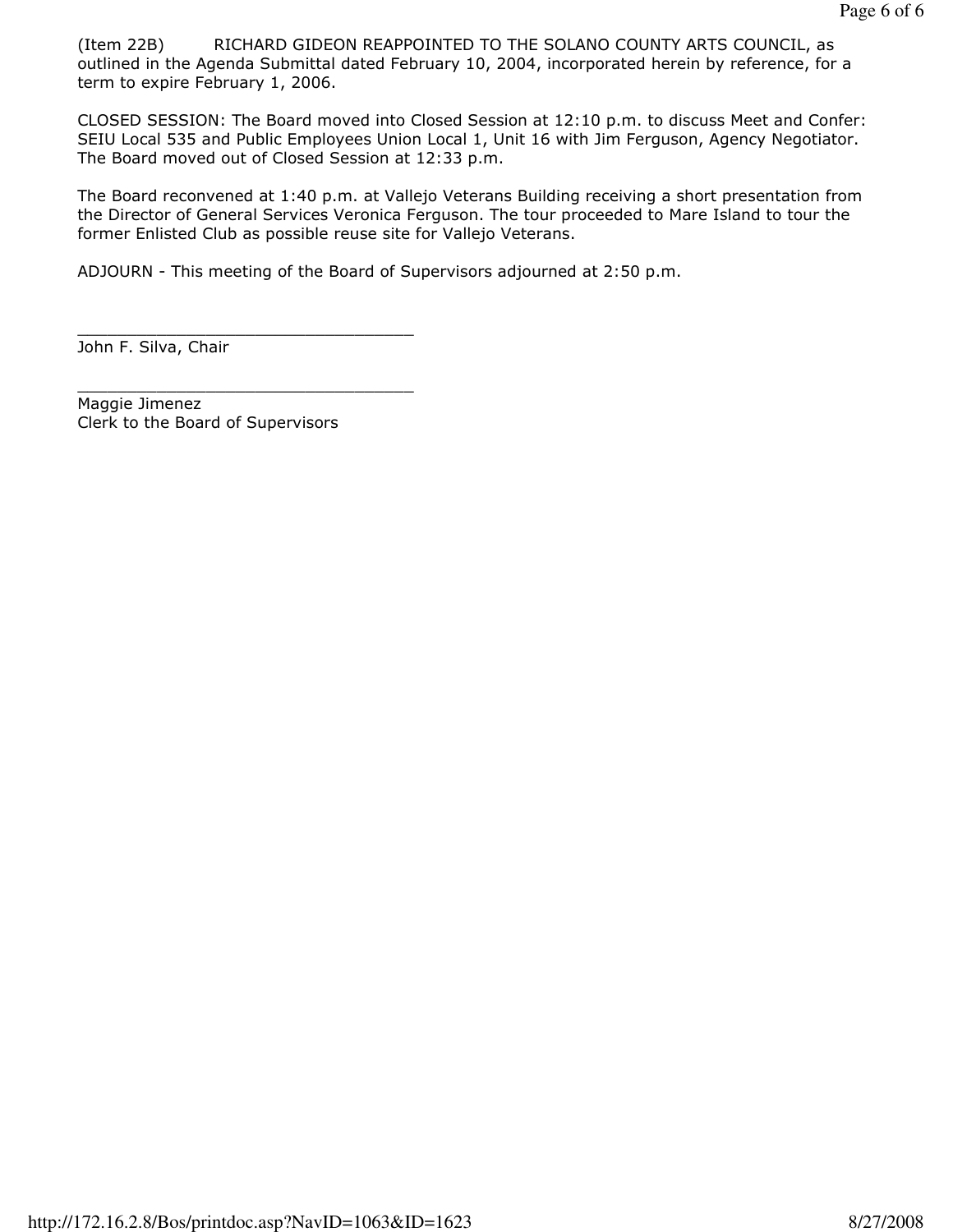(Item 22B) RICHARD GIDEON REAPPOINTED TO THE SOLANO COUNTY ARTS COUNCIL, as outlined in the Agenda Submittal dated February 10, 2004, incorporated herein by reference, for a term to expire February 1, 2006.

CLOSED SESSION: The Board moved into Closed Session at 12:10 p.m. to discuss Meet and Confer: SEIU Local 535 and Public Employees Union Local 1, Unit 16 with Jim Ferguson, Agency Negotiator. The Board moved out of Closed Session at 12:33 p.m.

The Board reconvened at 1:40 p.m. at Vallejo Veterans Building receiving a short presentation from the Director of General Services Veronica Ferguson. The tour proceeded to Mare Island to tour the former Enlisted Club as possible reuse site for Vallejo Veterans.

ADJOURN - This meeting of the Board of Supervisors adjourned at 2:50 p.m.

\_\_\_\_\_\_\_\_\_\_\_\_\_\_\_\_\_\_\_\_\_\_\_\_\_\_\_\_\_\_\_\_\_\_\_\_

John F. Silva, Chair

\_\_\_\_\_\_\_\_\_\_\_\_\_\_\_\_\_\_\_\_\_\_\_\_\_\_\_\_\_\_\_\_\_\_\_\_

Maggie Jimenez

Clerk to the Board of Supervisors